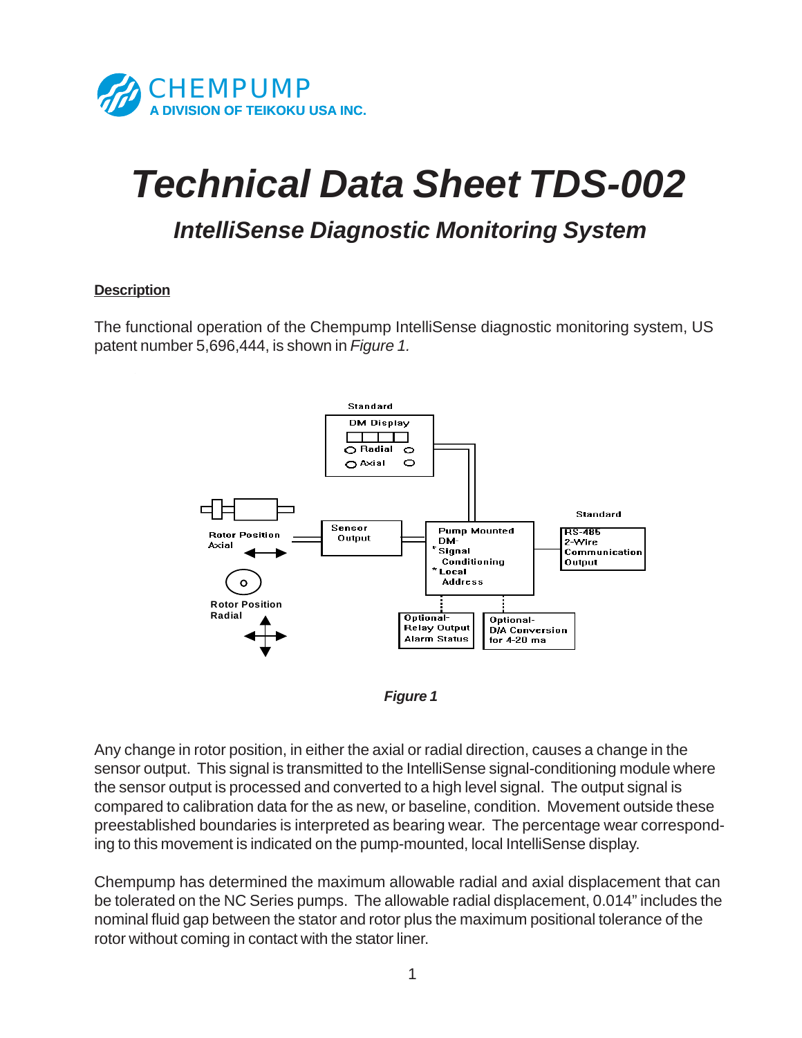CHEMPUMP
A DIVISION OF TEIKOKU USA INC.

# Technical Data Sheet TDS-002

## *IntelliSense Diagnostic Monitoring System*

**Description**

The functional operation of the Chempump IntelliSense diagnostic monitoring system, US patent number 5,696,444, is shown in *Figure 1.*

Standard
DM Display
Radial
Axial

Rotor Position
Axial

Rotor Position
Radial

Sensor
Output

Pump Mounted
DM-
* Signal
Conditioning
* Local
Address

Standard
RS-485
2-Wire
Communication
Output

Optional-
Relay Output
Alarm Status

Optional-
D/A Conversion
for 4-20 ma

***Figure 1***

Any change in rotor position, in either the axial or radial direction, causes a change in the sensor output. This signal is transmitted to the IntelliSense signal-conditioning module where the sensor output is processed and converted to a high level signal. The output signal is compared to calibration data for the as new, or baseline, condition. Movement outside these preestablished boundaries is interpreted as bearing wear. The percentage wear corresponding to this movement is indicated on the pump-mounted, local IntelliSense display.

Chempump has determined the maximum allowable radial and axial displacement that can be tolerated on the NC Series pumps. The allowable radial displacement, 0.014" includes the nominal fluid gap between the stator and rotor plus the maximum positional tolerance of the rotor without coming in contact with the stator liner.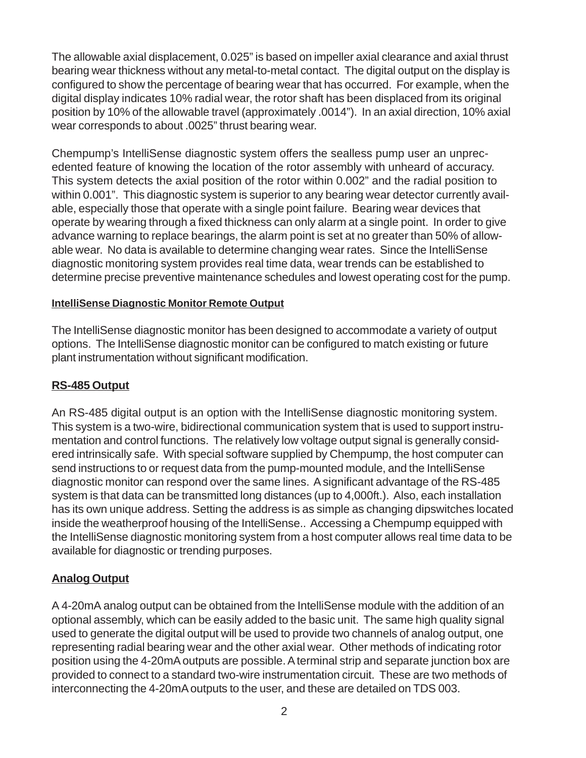The allowable axial displacement, 0.025" is based on impeller axial clearance and axial thrust bearing wear thickness without any metal-to-metal contact. The digital output on the display is configured to show the percentage of bearing wear that has occurred. For example, when the digital display indicates 10% radial wear, the rotor shaft has been displaced from its original position by 10% of the allowable travel (approximately .0014"). In an axial direction, 10% axial wear corresponds to about .0025" thrust bearing wear.

Chempump's IntelliSense diagnostic system offers the sealless pump user an unprecedented feature of knowing the location of the rotor assembly with unheard of accuracy. This system detects the axial position of the rotor within 0.002" and the radial position to within 0.001". This diagnostic system is superior to any bearing wear detector currently available, especially those that operate with a single point failure. Bearing wear devices that operate by wearing through a fixed thickness can only alarm at a single point. In order to give advance warning to replace bearings, the alarm point is set at no greater than 50% of allowable wear. No data is available to determine changing wear rates. Since the IntelliSense diagnostic monitoring system provides real time data, wear trends can be established to determine precise preventive maintenance schedules and lowest operating cost for the pump.

#### **IntelliSense Diagnostic Monitor Remote Output**

The IntelliSense diagnostic monitor has been designed to accommodate a variety of output options. The IntelliSense diagnostic monitor can be configured to match existing or future plant instrumentation without significant modification.

### **RS-485 Output**

An RS-485 digital output is an option with the IntelliSense diagnostic monitoring system. This system is a two-wire, bidirectional communication system that is used to support instrumentation and control functions. The relatively low voltage output signal is generally considered intrinsically safe. With special software supplied by Chempump, the host computer can send instructions to or request data from the pump-mounted module, and the IntelliSense diagnostic monitor can respond over the same lines. A significant advantage of the RS-485 system is that data can be transmitted long distances (up to 4,000ft.). Also, each installation has its own unique address. Setting the address is as simple as changing dipswitches located inside the weatherproof housing of the IntelliSense.. Accessing a Chempump equipped with the IntelliSense diagnostic monitoring system from a host computer allows real time data to be available for diagnostic or trending purposes.

### **Analog Output**

A 4-20mA analog output can be obtained from the IntelliSense module with the addition of an optional assembly, which can be easily added to the basic unit. The same high quality signal used to generate the digital output will be used to provide two channels of analog output, one representing radial bearing wear and the other axial wear. Other methods of indicating rotor position using the 4-20mA outputs are possible. A terminal strip and separate junction box are provided to connect to a standard two-wire instrumentation circuit. These are two methods of interconnecting the 4-20mA outputs to the user, and these are detailed on TDS 003.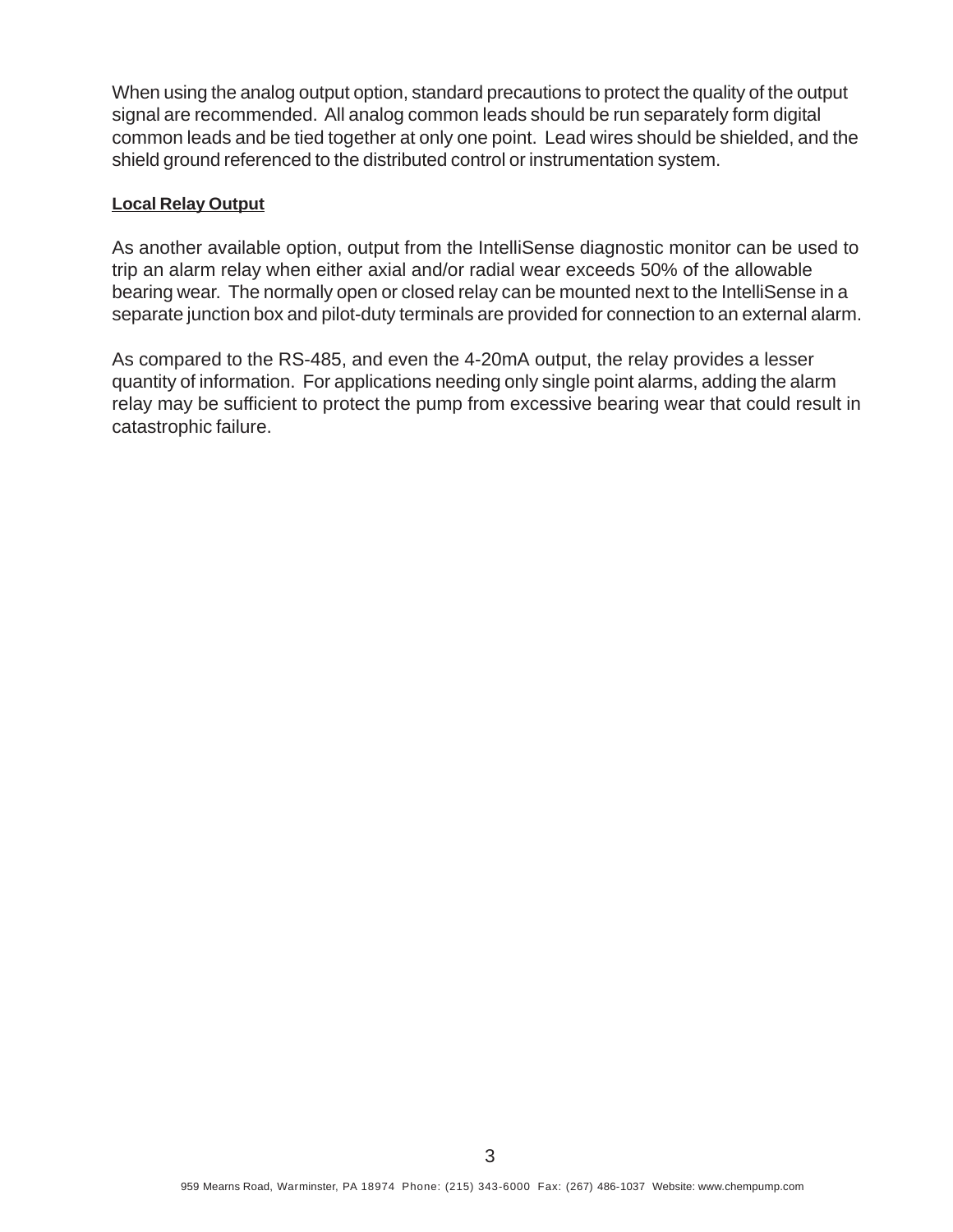When using the analog output option, standard precautions to protect the quality of the output signal are recommended. All analog common leads should be run separately form digital common leads and be tied together at only one point. Lead wires should be shielded, and the shield ground referenced to the distributed control or instrumentation system.

**Local Relay Output**

As another available option, output from the IntelliSense diagnostic monitor can be used to trip an alarm relay when either axial and/or radial wear exceeds 50% of the allowable bearing wear. The normally open or closed relay can be mounted next to the IntelliSense in a separate junction box and pilot-duty terminals are provided for connection to an external alarm.

As compared to the RS-485, and even the 4-20mA output, the relay provides a lesser quantity of information. For applications needing only single point alarms, adding the alarm relay may be sufficient to protect the pump from excessive bearing wear that could result in catastrophic failure.